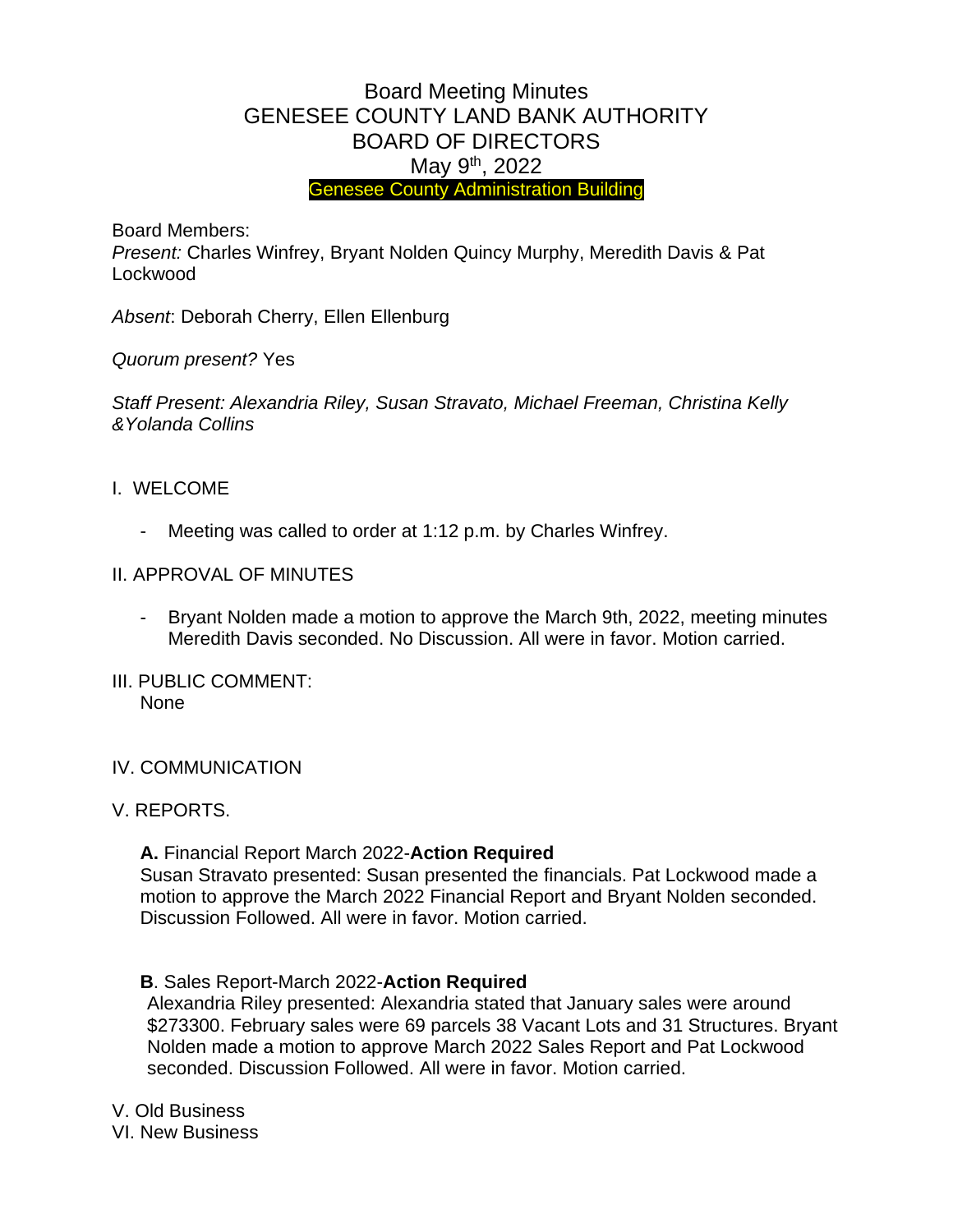# Board Meeting Minutes
# GENESEE COUNTY LAND BANK AUTHORITY
# BOARD OF DIRECTORS
## May 9th, 2022
### Genesee County Administration Building

Board Members:
*Present:* Charles Winfrey, Bryant Nolden Quincy Murphy, Meredith Davis & Pat Lockwood

*Absent*: Deborah Cherry, Ellen Ellenburg

*Quorum present?* Yes

*Staff Present: Alexandria Riley, Susan Stravato, Michael Freeman, Christina Kelly &Yolanda Collins*

I. WELCOME

- Meeting was called to order at 1:12 p.m. by Charles Winfrey.

II. APPROVAL OF MINUTES

- Bryant Nolden made a motion to approve the March 9th, 2022, meeting minutes Meredith Davis seconded. No Discussion. All were in favor. Motion carried.

III. PUBLIC COMMENT:
None

IV. COMMUNICATION

V. REPORTS.

**A.** Financial Report March 2022-**Action Required**
Susan Stravato presented: Susan presented the financials. Pat Lockwood made a motion to approve the March 2022 Financial Report and Bryant Nolden seconded. Discussion Followed. All were in favor. Motion carried.

**B**. Sales Report-March 2022-**Action Required**
Alexandria Riley presented: Alexandria stated that January sales were around $273300. February sales were 69 parcels 38 Vacant Lots and 31 Structures. Bryant Nolden made a motion to approve March 2022 Sales Report and Pat Lockwood seconded. Discussion Followed. All were in favor. Motion carried.

V. Old Business
VI. New Business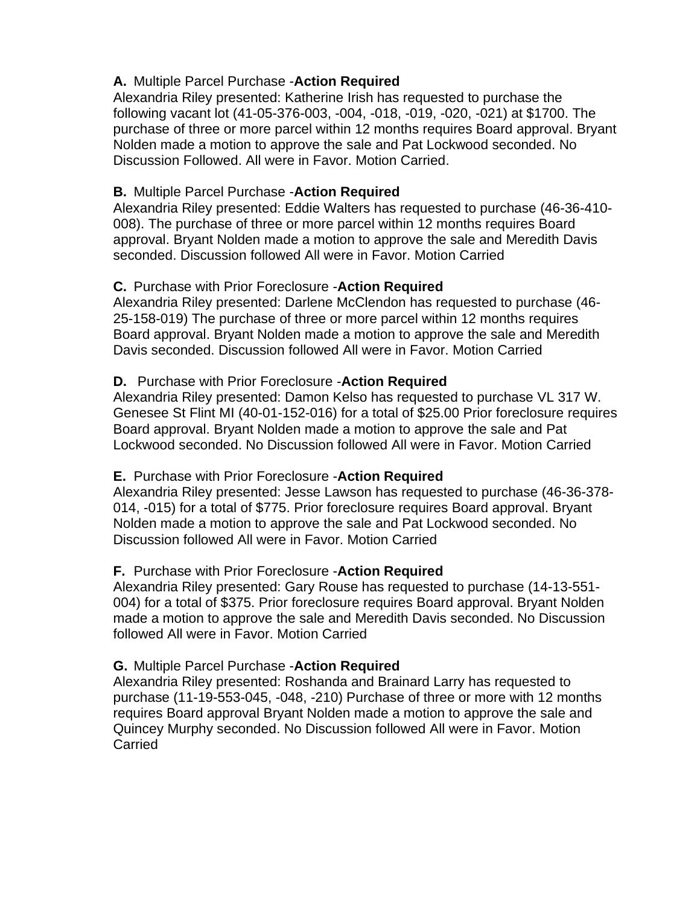**A.** Multiple Parcel Purchase -**Action Required**
Alexandria Riley presented: Katherine Irish has requested to purchase the following vacant lot (41-05-376-003, -004, -018, -019, -020, -021) at $1700. The purchase of three or more parcel within 12 months requires Board approval. Bryant Nolden made a motion to approve the sale and Pat Lockwood seconded. No Discussion Followed. All were in Favor. Motion Carried.

**B.** Multiple Parcel Purchase -**Action Required**
Alexandria Riley presented: Eddie Walters has requested to purchase (46-36-410-008). The purchase of three or more parcel within 12 months requires Board approval. Bryant Nolden made a motion to approve the sale and Meredith Davis seconded. Discussion followed All were in Favor. Motion Carried

**C.** Purchase with Prior Foreclosure -**Action Required**
Alexandria Riley presented: Darlene McClendon has requested to purchase (46-25-158-019) The purchase of three or more parcel within 12 months requires Board approval. Bryant Nolden made a motion to approve the sale and Meredith Davis seconded. Discussion followed All were in Favor. Motion Carried

**D.** Purchase with Prior Foreclosure -**Action Required**
Alexandria Riley presented: Damon Kelso has requested to purchase VL 317 W. Genesee St Flint MI (40-01-152-016) for a total of $25.00 Prior foreclosure requires Board approval. Bryant Nolden made a motion to approve the sale and Pat Lockwood seconded. No Discussion followed All were in Favor. Motion Carried

**E.** Purchase with Prior Foreclosure -**Action Required**
Alexandria Riley presented: Jesse Lawson has requested to purchase (46-36-378-014, -015) for a total of $775. Prior foreclosure requires Board approval. Bryant Nolden made a motion to approve the sale and Pat Lockwood seconded. No Discussion followed All were in Favor. Motion Carried

**F.** Purchase with Prior Foreclosure -**Action Required**
Alexandria Riley presented: Gary Rouse has requested to purchase (14-13-551-004) for a total of $375. Prior foreclosure requires Board approval. Bryant Nolden made a motion to approve the sale and Meredith Davis seconded. No Discussion followed All were in Favor. Motion Carried

**G.** Multiple Parcel Purchase -**Action Required**
Alexandria Riley presented: Roshanda and Brainard Larry has requested to purchase (11-19-553-045, -048, -210) Purchase of three or more with 12 months requires Board approval Bryant Nolden made a motion to approve the sale and Quincey Murphy seconded. No Discussion followed All were in Favor. Motion Carried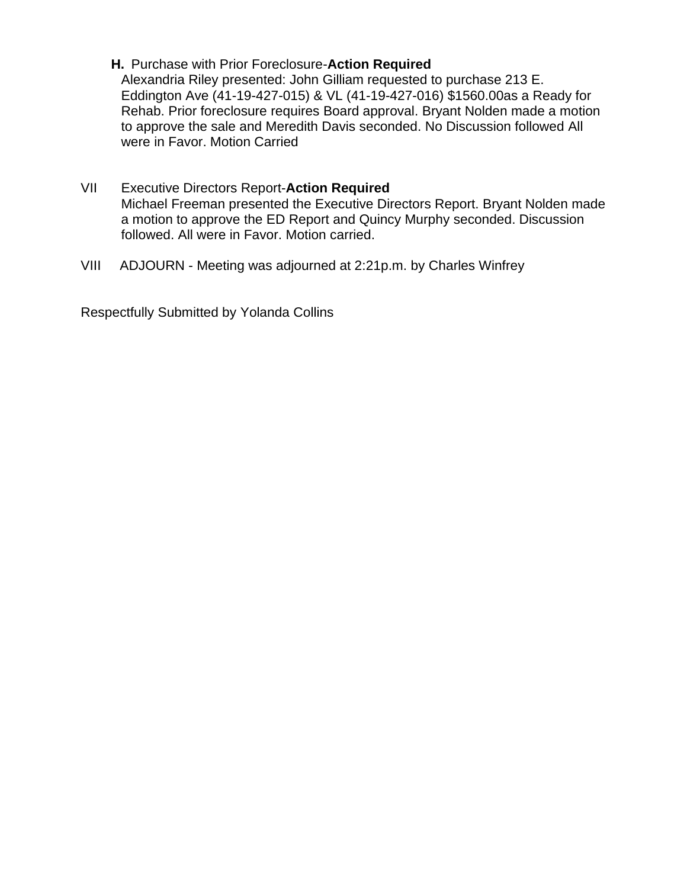**H.** Purchase with Prior Foreclosure-**Action Required**

Alexandria Riley presented: John Gilliam requested to purchase 213 E. Eddington Ave (41-19-427-015) & VL (41-19-427-016) $1560.00as a Ready for Rehab. Prior foreclosure requires Board approval. Bryant Nolden made a motion to approve the sale and Meredith Davis seconded. No Discussion followed All were in Favor. Motion Carried

VII Executive Directors Report-**Action Required**

Michael Freeman presented the Executive Directors Report. Bryant Nolden made a motion to approve the ED Report and Quincy Murphy seconded. Discussion followed. All were in Favor. Motion carried.

VIII ADJOURN - Meeting was adjourned at 2:21p.m. by Charles Winfrey

Respectfully Submitted by Yolanda Collins